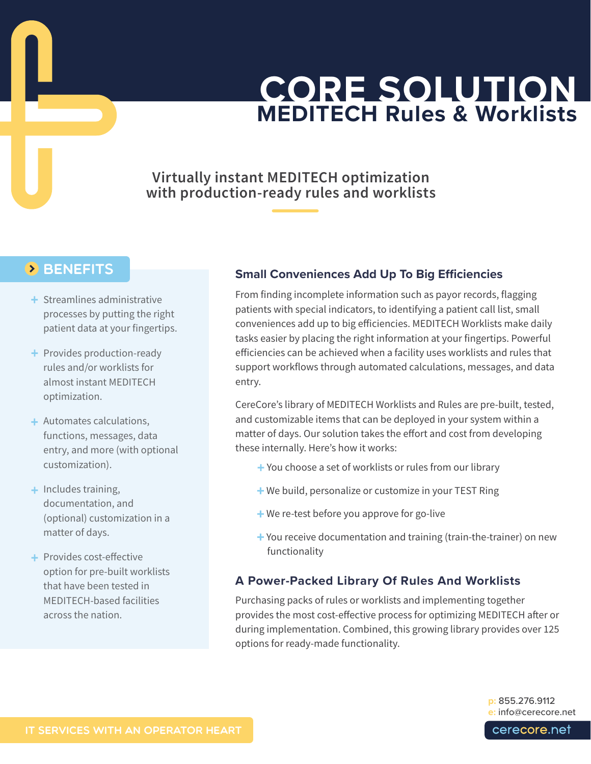# CORE SOLUTION

## MEDITECH Rules & Worklists

**Virtually instant MEDITECH optimization with production-ready rules and worklists**

## BENEFITS

- Streamlines administrative processes by putting the right patient data at your fingertips.
- Provides production-ready rules and/or worklists for almost instant MEDITECH optimization.
- Automates calculations, functions, messages, data entry, and more (with optional customization).
- Includes training, documentation, and (optional) customization in a matter of days.
- Provides cost-effective option for pre-built worklists that have been tested in MEDITECH-based facilities across the nation.

### Small Conveniences Add Up To Big Efficiencies

From finding incomplete information such as payor records, flagging patients with special indicators, to identifying a patient call list, small conveniences add up to big efficiencies. MEDITECH Worklists make daily tasks easier by placing the right information at your fingertips. Powerful efficiencies can be achieved when a facility uses worklists and rules that support workflows through automated calculations, messages, and data entry.

CereCore's library of MEDITECH Worklists and Rules are pre-built, tested, and customizable items that can be deployed in your system within a matter of days. Our solution takes the effort and cost from developing these internally. Here's how it works:

- You choose a set of worklists or rules from our library
- We build, personalize or customize in your TEST Ring
- We re-test before you approve for go-live
- You receive documentation and training (train-the-trainer) on new functionality

### A Power-Packed Library Of Rules And Worklists

Purchasing packs of rules or worklists and implementing together provides the most cost-effective process for optimizing MEDITECH after or during implementation. Combined, this growing library provides over 125 options for ready-made functionality.

IT SERVICES WITH AN OPERATOR HEART

p: 855.276.9112
e: info@cerecore.net

cerecore.net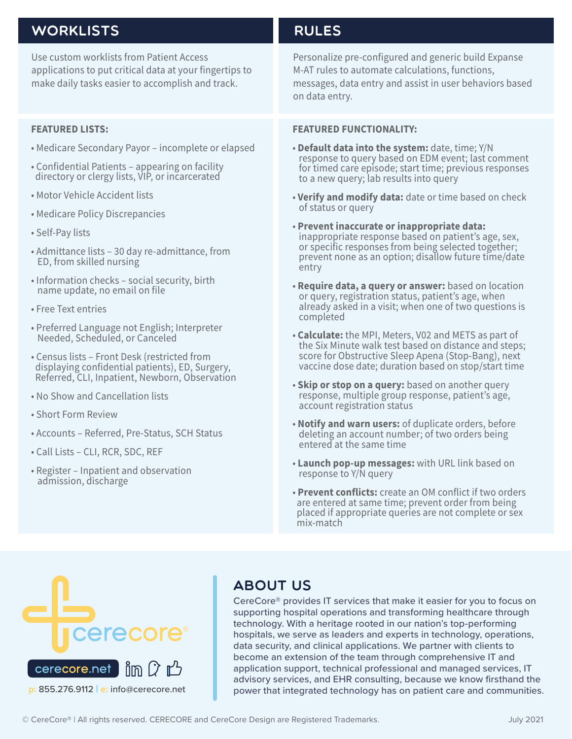## WORKLISTS

Use custom worklists from Patient Access applications to put critical data at your fingertips to make daily tasks easier to accomplish and track.

**FEATURED LISTS:**

- Medicare Secondary Payor – incomplete or elapsed
- Confidential Patients – appearing on facility directory or clergy lists, VIP, or incarcerated
- Motor Vehicle Accident lists
- Medicare Policy Discrepancies
- Self-Pay lists
- Admittance lists – 30 day re-admittance, from ED, from skilled nursing
- Information checks – social security, birth name update, no email on file
- Free Text entries
- Preferred Language not English; Interpreter Needed, Scheduled, or Canceled
- Census lists – Front Desk (restricted from displaying confidential patients), ED, Surgery, Referred, CLI, Inpatient, Newborn, Observation
- No Show and Cancellation lists
- Short Form Review
- Accounts – Referred, Pre-Status, SCH Status
- Call Lists – CLI, RCR, SDC, REF
- Register – Inpatient and observation admission, discharge

## RULES

Personalize pre-configured and generic build Expanse M-AT rules to automate calculations, functions, messages, data entry and assist in user behaviors based on data entry.

**FEATURED FUNCTIONALITY:**

- **Default data into the system:** date, time; Y/N response to query based on EDM event; last comment for timed care episode; start time; previous responses to a new query; lab results into query
- **Verify and modify data:** date or time based on check of status or query
- **Prevent inaccurate or inappropriate data:** inappropriate response based on patient's age, sex, or specific responses from being selected together; prevent none as an option; disallow future time/date entry
- **Require data, a query or answer:** based on location or query, registration status, patient's age, when already asked in a visit; when one of two questions is completed
- **Calculate:** the MPI, Meters, V02 and METS as part of the Six Minute walk test based on distance and steps; score for Obstructive Sleep Apena (Stop-Bang), next vaccine dose date; duration based on stop/start time
- **Skip or stop on a query:** based on another query response, multiple group response, patient's age, account registration status
- **Notify and warn users:** of duplicate orders, before deleting an account number; of two orders being entered at the same time
- **Launch pop-up messages:** with URL link based on response to Y/N query
- **Prevent conflicts:** create an OM conflict if two orders are entered at same time; prevent order from being placed if appropriate queries are not complete or sex mix-match

cerecore®

cerecore.net

p: 855.276.9112 | e: info@cerecore.net

## ABOUT US

CereCore® provides IT services that make it easier for you to focus on supporting hospital operations and transforming healthcare through technology. With a heritage rooted in our nation's top-performing hospitals, we serve as leaders and experts in technology, operations, data security, and clinical applications. We partner with clients to become an extension of the team through comprehensive IT and application support, technical professional and managed services, IT advisory services, and EHR consulting, because we know firsthand the power that integrated technology has on patient care and communities.

© CereCore® | All rights reserved. CERECORE and CereCore Design are Registered Trademarks. July 2021